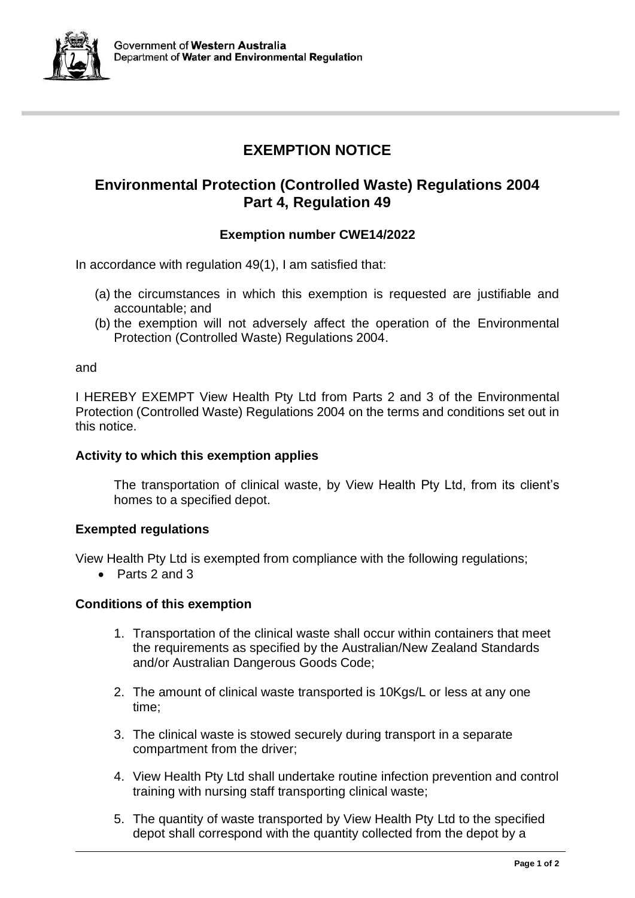Government of **Western Australia**
Department of **Water and Environmental Regulation**

# EXEMPTION NOTICE

## Environmental Protection (Controlled Waste) Regulations 2004
## Part 4, Regulation 49

### Exemption number CWE14/2022

In accordance with regulation 49(1), I am satisfied that:

(a) the circumstances in which this exemption is requested are justifiable and accountable; and
(b) the exemption will not adversely affect the operation of the Environmental Protection (Controlled Waste) Regulations 2004.

and

I HEREBY EXEMPT View Health Pty Ltd from Parts 2 and 3 of the Environmental Protection (Controlled Waste) Regulations 2004 on the terms and conditions set out in this notice.

**Activity to which this exemption applies**

The transportation of clinical waste, by View Health Pty Ltd, from its client's homes to a specified depot.

**Exempted regulations**

View Health Pty Ltd is exempted from compliance with the following regulations;

- Parts 2 and 3

**Conditions of this exemption**

1. Transportation of the clinical waste shall occur within containers that meet the requirements as specified by the Australian/New Zealand Standards and/or Australian Dangerous Goods Code;

2. The amount of clinical waste transported is 10Kgs/L or less at any one time;

3. The clinical waste is stowed securely during transport in a separate compartment from the driver;

4. View Health Pty Ltd shall undertake routine infection prevention and control training with nursing staff transporting clinical waste;

5. The quantity of waste transported by View Health Pty Ltd to the specified depot shall correspond with the quantity collected from the depot by a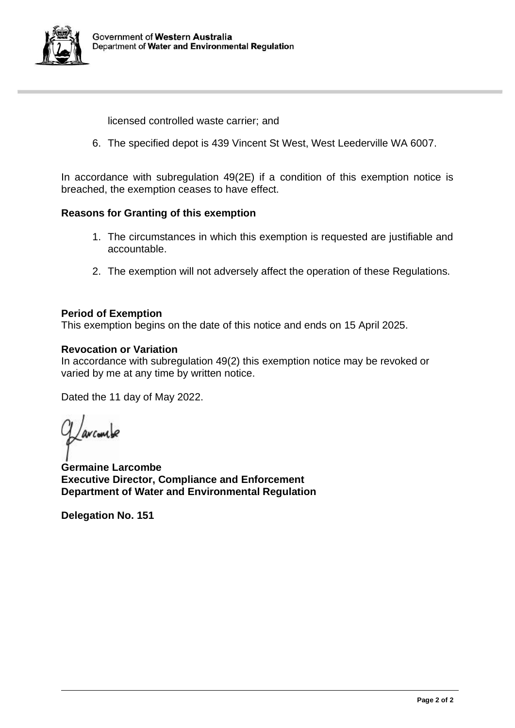licensed controlled waste carrier; and

6. The specified depot is 439 Vincent St West, West Leederville WA 6007.

In accordance with subregulation 49(2E) if a condition of this exemption notice is breached, the exemption ceases to have effect.

**Reasons for Granting of this exemption**

1. The circumstances in which this exemption is requested are justifiable and accountable.
2. The exemption will not adversely affect the operation of these Regulations.

**Period of Exemption**
This exemption begins on the date of this notice and ends on 15 April 2025.

**Revocation or Variation**
In accordance with subregulation 49(2) this exemption notice may be revoked or varied by me at any time by written notice.

Dated the 11 day of May 2022.

**Germaine Larcombe**
**Executive Director, Compliance and Enforcement**
**Department of Water and Environmental Regulation**

**Delegation No. 151**